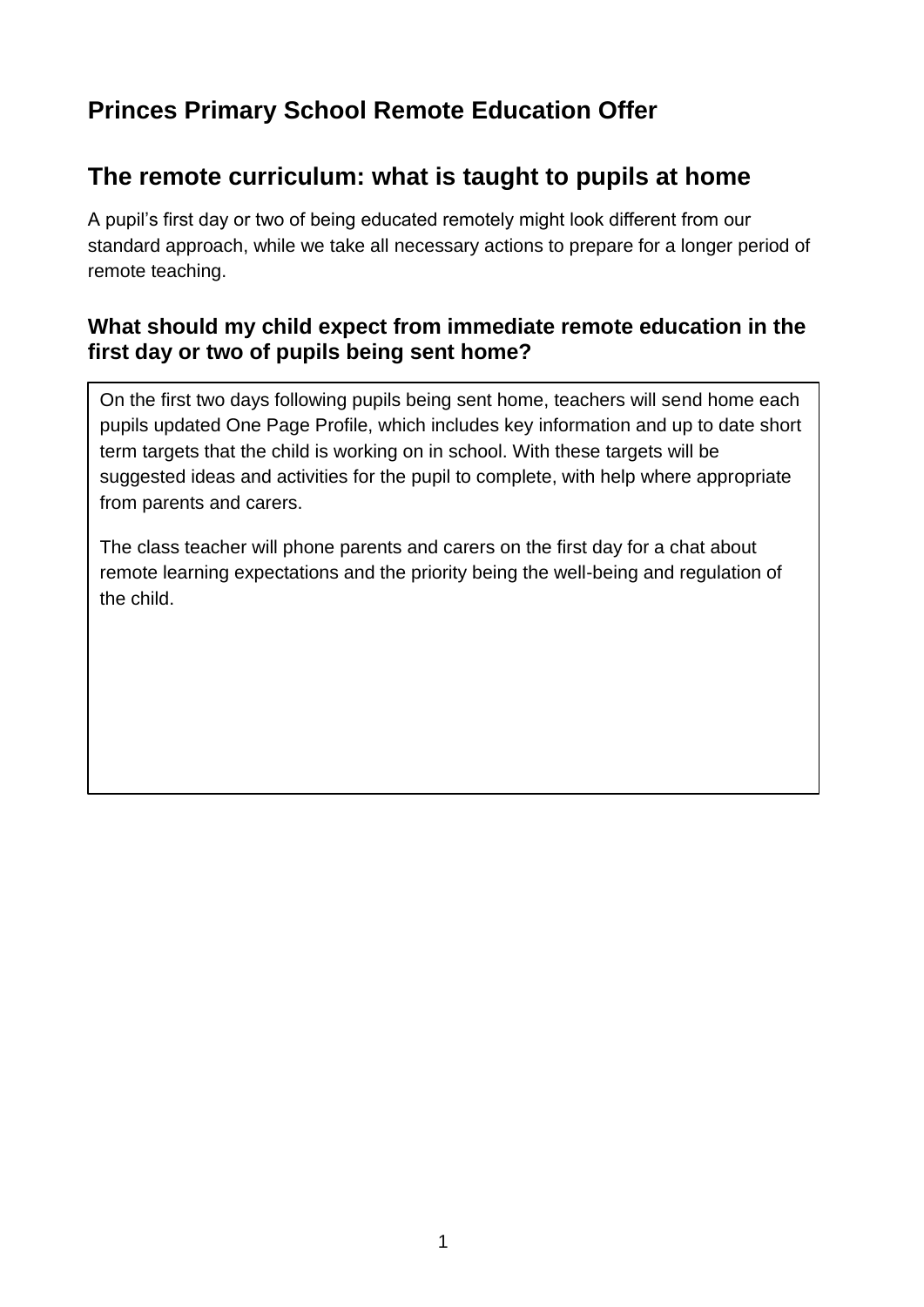# Princes Primary School Remote Education Offer

## The remote curriculum: what is taught to pupils at home

A pupil's first day or two of being educated remotely might look different from our standard approach, while we take all necessary actions to prepare for a longer period of remote teaching.

### What should my child expect from immediate remote education in the first day or two of pupils being sent home?

On the first two days following pupils being sent home, teachers will send home each pupils updated One Page Profile, which includes key information and up to date short term targets that the child is working on in school. With these targets will be suggested ideas and activities for the pupil to complete, with help where appropriate from parents and carers.

The class teacher will phone parents and carers on the first day for a chat about remote learning expectations and the priority being the well-being and regulation of the child.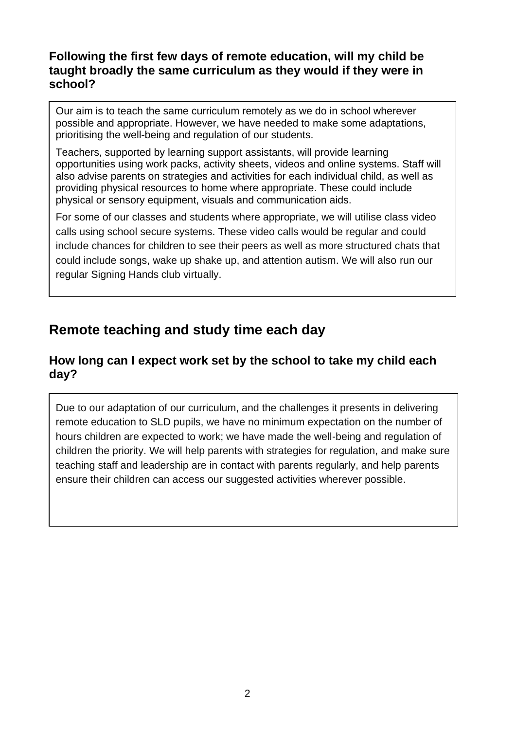### Following the first few days of remote education, will my child be taught broadly the same curriculum as they would if they were in school?

Our aim is to teach the same curriculum remotely as we do in school wherever possible and appropriate. However, we have needed to make some adaptations, prioritising the well-being and regulation of our students.

Teachers, supported by learning support assistants, will provide learning opportunities using work packs, activity sheets, videos and online systems. Staff will also advise parents on strategies and activities for each individual child, as well as providing physical resources to home where appropriate. These could include physical or sensory equipment, visuals and communication aids.

For some of our classes and students where appropriate, we will utilise class video calls using school secure systems. These video calls would be regular and could include chances for children to see their peers as well as more structured chats that could include songs, wake up shake up, and attention autism. We will also run our regular Signing Hands club virtually.

## Remote teaching and study time each day

### How long can I expect work set by the school to take my child each day?

Due to our adaptation of our curriculum, and the challenges it presents in delivering remote education to SLD pupils, we have no minimum expectation on the number of hours children are expected to work; we have made the well-being and regulation of children the priority. We will help parents with strategies for regulation, and make sure teaching staff and leadership are in contact with parents regularly, and help parents ensure their children can access our suggested activities wherever possible.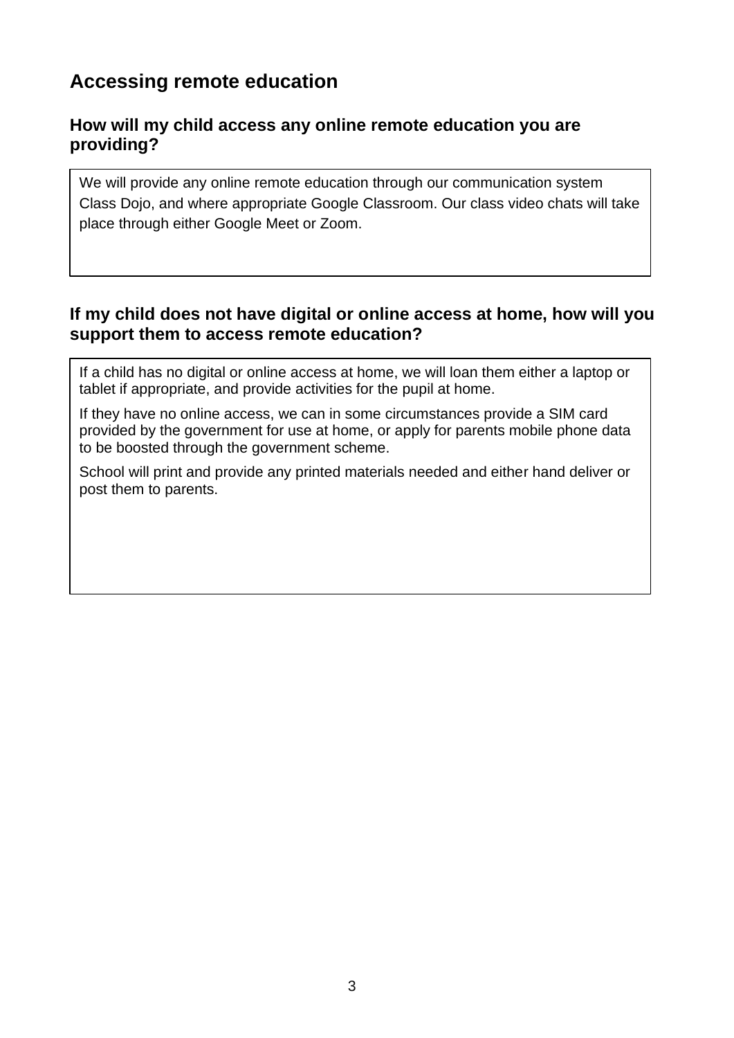## Accessing remote education

### How will my child access any online remote education you are providing?

We will provide any online remote education through our communication system Class Dojo, and where appropriate Google Classroom. Our class video chats will take place through either Google Meet or Zoom.

### If my child does not have digital or online access at home, how will you support them to access remote education?

If a child has no digital or online access at home, we will loan them either a laptop or tablet if appropriate, and provide activities for the pupil at home.

If they have no online access, we can in some circumstances provide a SIM card provided by the government for use at home, or apply for parents mobile phone data to be boosted through the government scheme.

School will print and provide any printed materials needed and either hand deliver or post them to parents.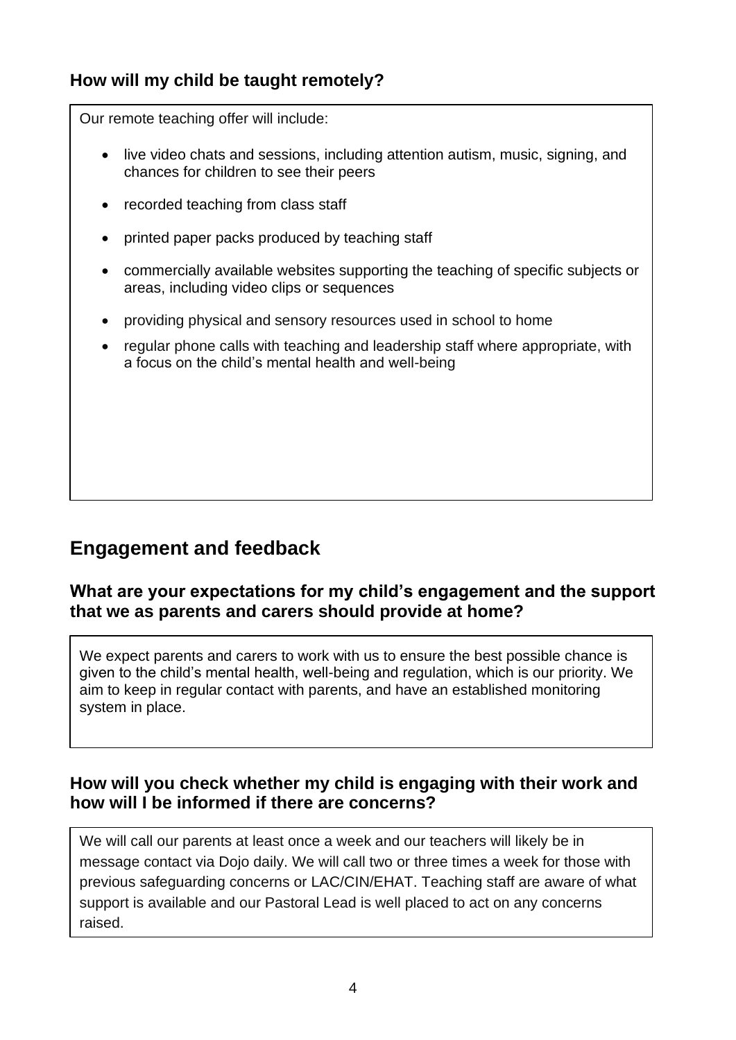### How will my child be taught remotely?

Our remote teaching offer will include:

- live video chats and sessions, including attention autism, music, signing, and chances for children to see their peers
- recorded teaching from class staff
- printed paper packs produced by teaching staff
- commercially available websites supporting the teaching of specific subjects or areas, including video clips or sequences
- providing physical and sensory resources used in school to home
- regular phone calls with teaching and leadership staff where appropriate, with a focus on the child's mental health and well-being

## Engagement and feedback

### What are your expectations for my child's engagement and the support that we as parents and carers should provide at home?

We expect parents and carers to work with us to ensure the best possible chance is given to the child's mental health, well-being and regulation, which is our priority. We aim to keep in regular contact with parents, and have an established monitoring system in place.

### How will you check whether my child is engaging with their work and how will I be informed if there are concerns?

We will call our parents at least once a week and our teachers will likely be in message contact via Dojo daily. We will call two or three times a week for those with previous safeguarding concerns or LAC/CIN/EHAT. Teaching staff are aware of what support is available and our Pastoral Lead is well placed to act on any concerns raised.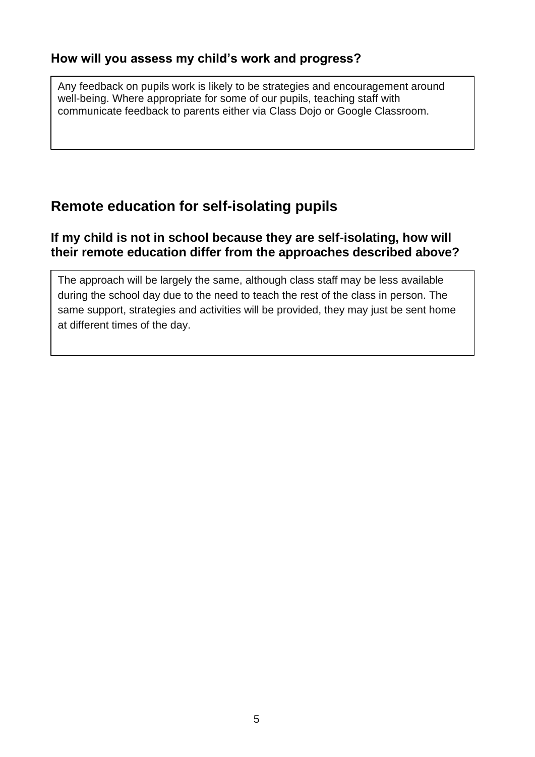### How will you assess my child's work and progress?

Any feedback on pupils work is likely to be strategies and encouragement around well-being. Where appropriate for some of our pupils, teaching staff with communicate feedback to parents either via Class Dojo or Google Classroom.

## Remote education for self-isolating pupils

### If my child is not in school because they are self-isolating, how will their remote education differ from the approaches described above?

The approach will be largely the same, although class staff may be less available during the school day due to the need to teach the rest of the class in person. The same support, strategies and activities will be provided, they may just be sent home at different times of the day.